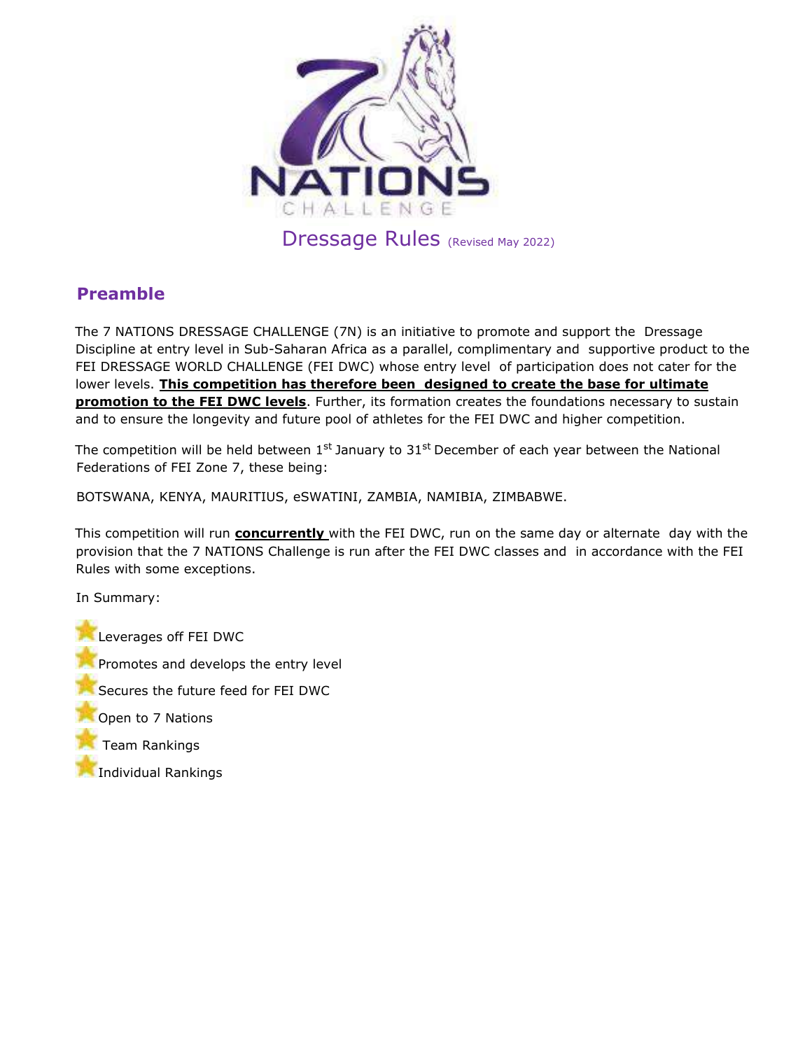# Dressage Rules (Revised May 2022)

## Preamble

The 7 NATIONS DRESSAGE CHALLENGE (7N) is an initiative to promote and support the Dressage Discipline at entry level in Sub-Saharan Africa as a parallel, complimentary and supportive product to the FEI DRESSAGE WORLD CHALLENGE (FEI DWC) whose entry level of participation does not cater for the lower levels. **This competition has therefore been designed to create the base for ultimate promotion to the FEI DWC levels**. Further, its formation creates the foundations necessary to sustain and to ensure the longevity and future pool of athletes for the FEI DWC and higher competition.

The competition will be held between 1st January to 31st December of each year between the National Federations of FEI Zone 7, these being:

BOTSWANA, KENYA, MAURITIUS, eSWATINI, ZAMBIA, NAMIBIA, ZIMBABWE.

This competition will run **concurrently** with the FEI DWC, run on the same day or alternate day with the provision that the 7 NATIONS Challenge is run after the FEI DWC classes and in accordance with the FEI Rules with some exceptions.

In Summary:

- Leverages off FEI DWC
- Promotes and develops the entry level
- Secures the future feed for FEI DWC
- Open to 7 Nations
- Team Rankings
- Individual Rankings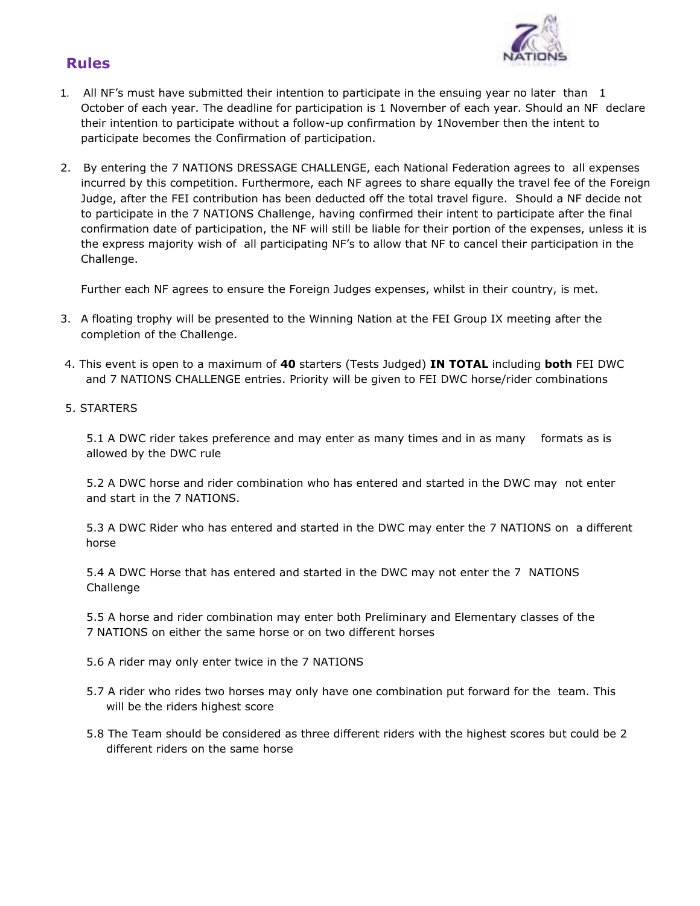## Rules

1. All NF's must have submitted their intention to participate in the ensuing year no later than 1 October of each year. The deadline for participation is 1 November of each year. Should an NF declare their intention to participate without a follow-up confirmation by 1November then the intent to participate becomes the Confirmation of participation.

2. By entering the 7 NATIONS DRESSAGE CHALLENGE, each National Federation agrees to all expenses incurred by this competition. Furthermore, each NF agrees to share equally the travel fee of the Foreign Judge, after the FEI contribution has been deducted off the total travel figure. Should a NF decide not to participate in the 7 NATIONS Challenge, having confirmed their intent to participate after the final confirmation date of participation, the NF will still be liable for their portion of the expenses, unless it is the express majority wish of all participating NF's to allow that NF to cancel their participation in the Challenge.

   Further each NF agrees to ensure the Foreign Judges expenses, whilst in their country, is met.

3. A floating trophy will be presented to the Winning Nation at the FEI Group IX meeting after the completion of the Challenge.

4. This event is open to a maximum of **40** starters (Tests Judged) **IN TOTAL** including **both** FEI DWC and 7 NATIONS CHALLENGE entries. Priority will be given to FEI DWC horse/rider combinations

5. STARTERS

   5.1 A DWC rider takes preference and may enter as many times and in as many formats as is allowed by the DWC rule

   5.2 A DWC horse and rider combination who has entered and started in the DWC may not enter and start in the 7 NATIONS.

   5.3 A DWC Rider who has entered and started in the DWC may enter the 7 NATIONS on a different horse

   5.4 A DWC Horse that has entered and started in the DWC may not enter the 7 NATIONS Challenge

   5.5 A horse and rider combination may enter both Preliminary and Elementary classes of the 7 NATIONS on either the same horse or on two different horses

   5.6 A rider may only enter twice in the 7 NATIONS

   5.7 A rider who rides two horses may only have one combination put forward for the team. This will be the riders highest score

   5.8 The Team should be considered as three different riders with the highest scores but could be 2 different riders on the same horse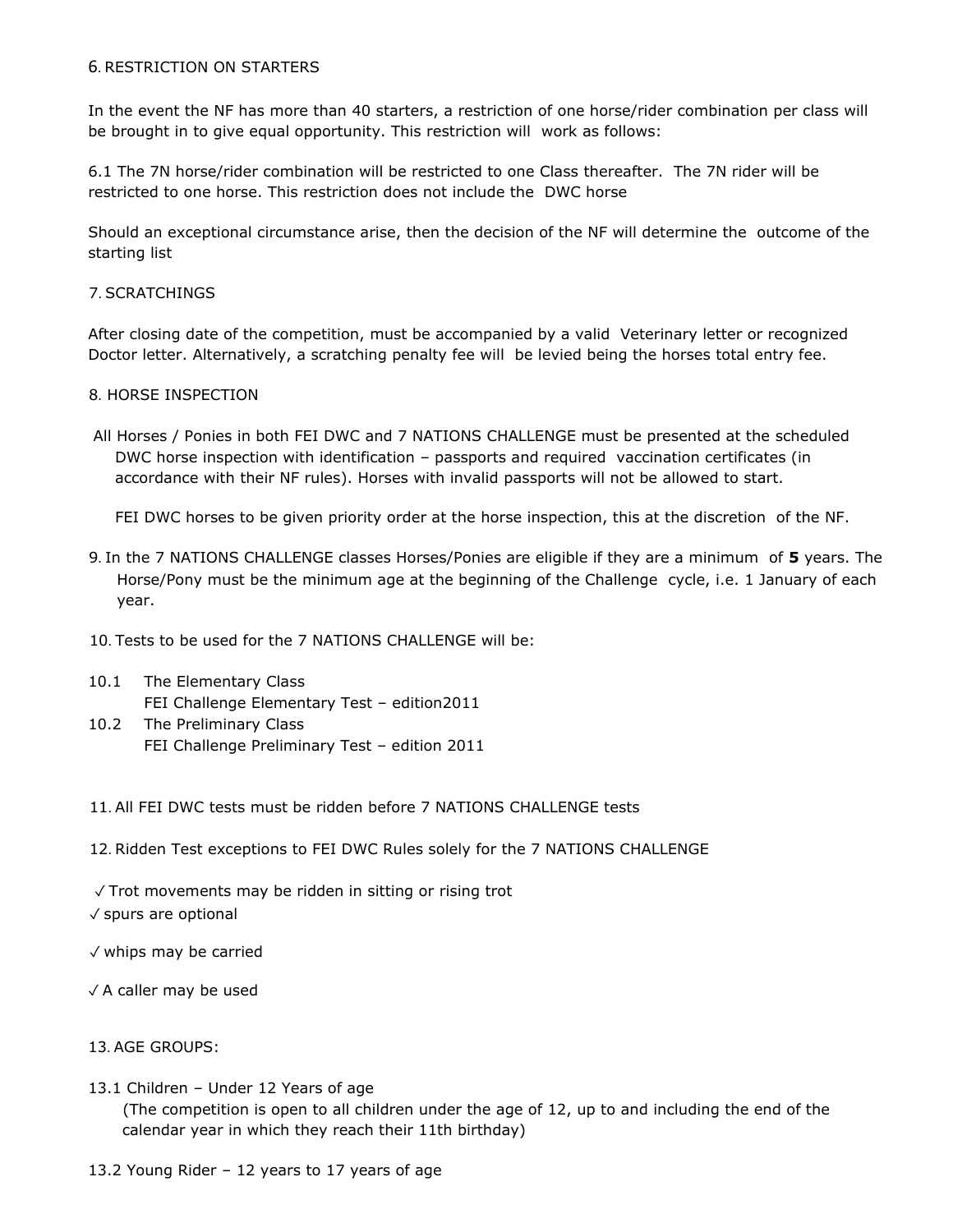6. RESTRICTION ON STARTERS

In the event the NF has more than 40 starters, a restriction of one horse/rider combination per class will be brought in to give equal opportunity. This restriction will work as follows:

6.1 The 7N horse/rider combination will be restricted to one Class thereafter. The 7N rider will be restricted to one horse. This restriction does not include the DWC horse

Should an exceptional circumstance arise, then the decision of the NF will determine the outcome of the starting list

7. SCRATCHINGS

After closing date of the competition, must be accompanied by a valid Veterinary letter or recognized Doctor letter. Alternatively, a scratching penalty fee will be levied being the horses total entry fee.

8. HORSE INSPECTION

All Horses / Ponies in both FEI DWC and 7 NATIONS CHALLENGE must be presented at the scheduled DWC horse inspection with identification – passports and required vaccination certificates (in accordance with their NF rules). Horses with invalid passports will not be allowed to start.

FEI DWC horses to be given priority order at the horse inspection, this at the discretion of the NF.

9. In the 7 NATIONS CHALLENGE classes Horses/Ponies are eligible if they are a minimum of **5** years. The Horse/Pony must be the minimum age at the beginning of the Challenge cycle, i.e. 1 January of each year.

10. Tests to be used for the 7 NATIONS CHALLENGE will be:

10.1 The Elementary Class
FEI Challenge Elementary Test – edition2011

10.2 The Preliminary Class
FEI Challenge Preliminary Test – edition 2011

11. All FEI DWC tests must be ridden before 7 NATIONS CHALLENGE tests

12. Ridden Test exceptions to FEI DWC Rules solely for the 7 NATIONS CHALLENGE

✓ Trot movements may be ridden in sitting or rising trot

✓ spurs are optional

✓ whips may be carried

✓ A caller may be used

13. AGE GROUPS:

13.1 Children – Under 12 Years of age
(The competition is open to all children under the age of 12, up to and including the end of the calendar year in which they reach their 11th birthday)

13.2 Young Rider – 12 years to 17 years of age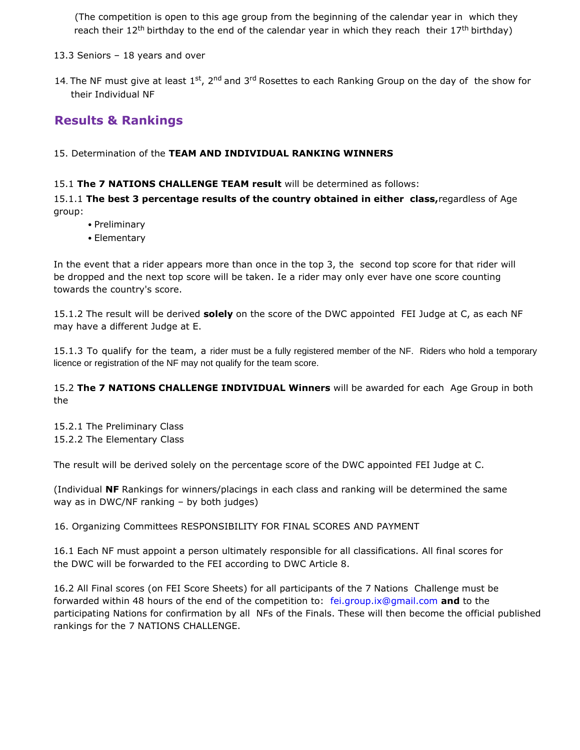(The competition is open to this age group from the beginning of the calendar year in which they reach their 12th birthday to the end of the calendar year in which they reach their 17th birthday)

13.3 Seniors – 18 years and over

14. The NF must give at least 1st, 2nd and 3rd Rosettes to each Ranking Group on the day of the show for their Individual NF

## Results & Rankings

15. Determination of the **TEAM AND INDIVIDUAL RANKING WINNERS**

15.1 **The 7 NATIONS CHALLENGE TEAM result** will be determined as follows:

15.1.1 **The best 3 percentage results of the country obtained in either class,** regardless of Age group:

- Preliminary
- Elementary

In the event that a rider appears more than once in the top 3, the second top score for that rider will be dropped and the next top score will be taken. Ie a rider may only ever have one score counting towards the country's score.

15.1.2 The result will be derived **solely** on the score of the DWC appointed FEI Judge at C, as each NF may have a different Judge at E.

15.1.3 To qualify for the team, a rider must be a fully registered member of the NF. Riders who hold a temporary licence or registration of the NF may not qualify for the team score.

15.2 **The 7 NATIONS CHALLENGE INDIVIDUAL Winners** will be awarded for each Age Group in both the

15.2.1 The Preliminary Class
15.2.2 The Elementary Class

The result will be derived solely on the percentage score of the DWC appointed FEI Judge at C.

(Individual **NF** Rankings for winners/placings in each class and ranking will be determined the same way as in DWC/NF ranking – by both judges)

16. Organizing Committees RESPONSIBILITY FOR FINAL SCORES AND PAYMENT

16.1 Each NF must appoint a person ultimately responsible for all classifications. All final scores for the DWC will be forwarded to the FEI according to DWC Article 8.

16.2 All Final scores (on FEI Score Sheets) for all participants of the 7 Nations Challenge must be forwarded within 48 hours of the end of the competition to: fei.group.ix@gmail.com **and** to the participating Nations for confirmation by all NFs of the Finals. These will then become the official published rankings for the 7 NATIONS CHALLENGE.